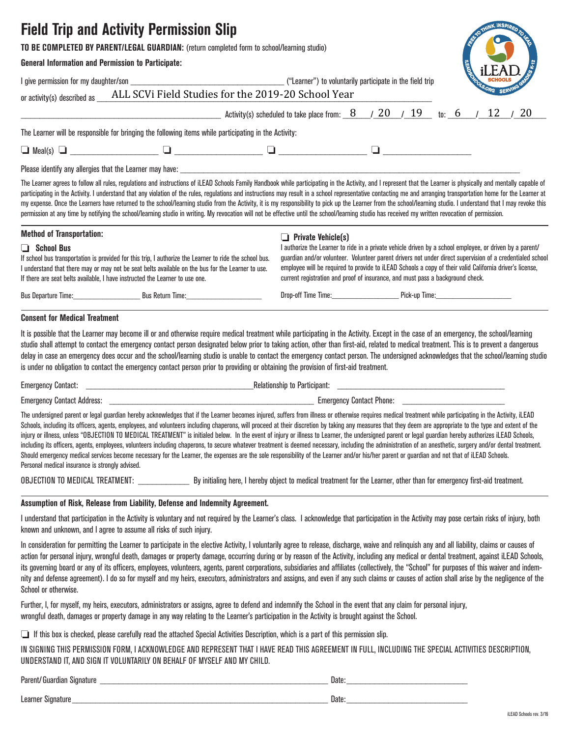# Field Trip and Activity Permission Slip

**TO BE COMPLETED BY PARENT/LEGAL GUARDIAN:** (return completed form to school/learning studio)

**General Information and Permission to Participate:**

I give permission for my daughter/son ________________________ ("Learner") to voluntarily participate in the field trip or activity(s) described as ALL SCVi Field Studies for the 2019-20 School Year

________________________ Activity(s) scheduled to take place from: 8 / 20 / 19 to: 6 / 12 / 20

The Learner will be responsible for bringing the following items while participating in the Activity:

❑ Meal(s) ❑ ____________ ❑ ____________ ❑ ____________ ❑ ____________

Please identify any allergies that the Learner may have: ________________________

The Learner agrees to follow all rules, regulations and instructions of iLEAD Schools Family Handbook while participating in the Activity, and I represent that the Learner is physically and mentally capable of participating in the Activity. I understand that any violation of the rules, regulations and instructions may result in a school representative contacting me and arranging transportation home for the Learner at my expense. Once the Learners have returned to the school/learning studio from the Activity, it is my responsibility to pick up the Learner from the school/learning studio. I understand that I may revoke this permission at any time by notifying the school/learning studio in writing. My revocation will not be effective until the school/learning studio has received my written revocation of permission.

**Method of Transportation:**

❑ **School Bus**

If school bus transportation is provided for this trip, I authorize the Learner to ride the school bus. I understand that there may or may not be seat belts available on the bus for the Learner to use. If there are seat belts available, I have instructed the Learner to use one.

Bus Departure Time:____________ Bus Return Time:____________

❑ **Private Vehicle(s)**

I authorize the Learner to ride in a private vehicle driven by a school employee, or driven by a parent/guardian and/or volunteer. Volunteer parent drivers not under direct supervision of a credentialed school employee will be required to provide to iLEAD Schools a copy of their valid California driver's license, current registration and proof of insurance, and must pass a background check.

Drop-off Time Time:____________ Pick-up Time:____________

**Consent for Medical Treatment**

It is possible that the Learner may become ill or and otherwise require medical treatment while participating in the Activity. Except in the case of an emergency, the school/learning studio shall attempt to contact the emergency contact person designated below prior to taking action, other than first-aid, related to medical treatment. This is to prevent a dangerous delay in case an emergency does occur and the school/learning studio is unable to contact the emergency contact person. The undersigned acknowledges that the school/learning studio is under no obligation to contact the emergency contact person prior to providing or obtaining the provision of first-aid treatment.

Emergency Contact: ________________________ Relationship to Participant: ________________________

Emergency Contact Address: ________________________ Emergency Contact Phone: ________________________

The undersigned parent or legal guardian hereby acknowledges that if the Learner becomes injured, suffers from illness or otherwise requires medical treatment while participating in the Activity, iLEAD Schools, including its officers, agents, employees, and volunteers including chaperons, will proceed at their discretion by taking any measures that they deem are appropriate to the type and extent of the injury or illness, unless "OBJECTION TO MEDICAL TREATMENT" is initialed below. In the event of injury or illness to Learner, the undersigned parent or legal guardian hereby authorizes iLEAD Schools, including its officers, agents, employees, volunteers including chaperons, to secure whatever treatment is deemed necessary, including the administration of an anesthetic, surgery and/or dental treatment. Should emergency medical services become necessary for the Learner, the expenses are the sole responsibility of the Learner and/or his/her parent or guardian and not that of iLEAD Schools. Personal medical insurance is strongly advised.

OBJECTION TO MEDICAL TREATMENT: __________ By initialing here, I hereby object to medical treatment for the Learner, other than for emergency first-aid treatment.

**Assumption of Risk, Release from Liability, Defense and Indemnity Agreement.**

I understand that participation in the Activity is voluntary and not required by the Learner's class. I acknowledge that participation in the Activity may pose certain risks of injury, both known and unknown, and I agree to assume all risks of such injury.

In consideration for permitting the Learner to participate in the elective Activity, I voluntarily agree to release, discharge, waive and relinquish any and all liability, claims or causes of action for personal injury, wrongful death, damages or property damage, occurring during or by reason of the Activity, including any medical or dental treatment, against iLEAD Schools, its governing board or any of its officers, employees, volunteers, agents, parent corporations, subsidiaries and affiliates (collectively, the "School" for purposes of this waiver and indemnity and defense agreement). I do so for myself and my heirs, executors, administrators and assigns, and even if any such claims or causes of action shall arise by the negligence of the School or otherwise.

Further, I, for myself, my heirs, executors, administrators or assigns, agree to defend and indemnify the School in the event that any claim for personal injury, wrongful death, damages or property damage in any way relating to the Learner's participation in the Activity is brought against the School.

❑ If this box is checked, please carefully read the attached Special Activities Description, which is a part of this permission slip.

IN SIGNING THIS PERMISSION FORM, I ACKNOWLEDGE AND REPRESENT THAT I HAVE READ THIS AGREEMENT IN FULL, INCLUDING THE SPECIAL ACTIVITIES DESCRIPTION, UNDERSTAND IT, AND SIGN IT VOLUNTARILY ON BEHALF OF MYSELF AND MY CHILD.

Parent/Guardian Signature ________________________ Date:____________

Learner Signature ________________________ Date:____________

iLEAD Schools rev. 3/16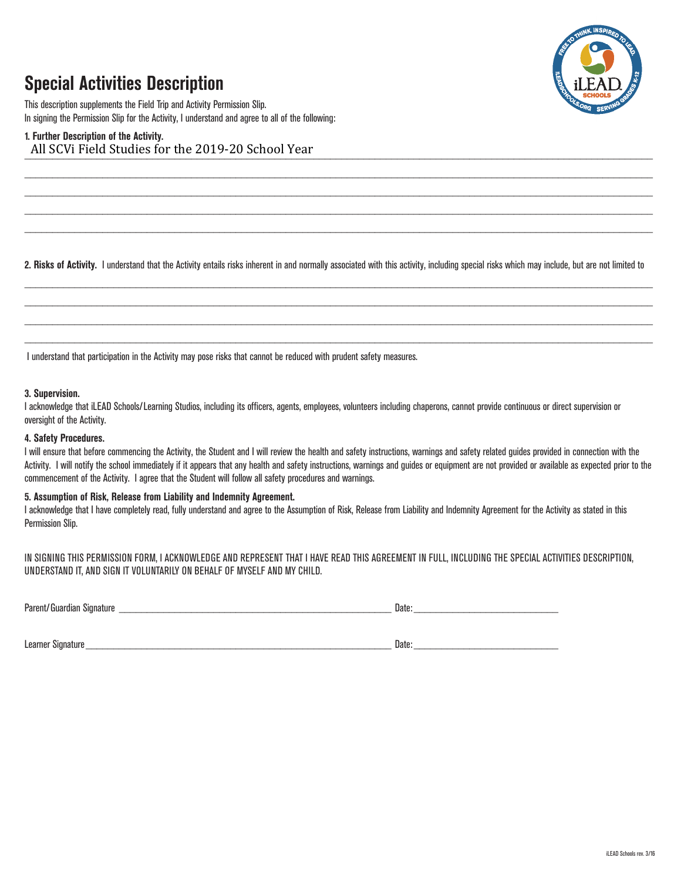# Special Activities Description

This description supplements the Field Trip and Activity Permission Slip.
In signing the Permission Slip for the Activity, I understand and agree to all of the following:

**1. Further Description of the Activity.**
All SCVi Field Studies for the 2019-20 School Year

**2. Risks of Activity.** I understand that the Activity entails risks inherent in and normally associated with this activity, including special risks which may include, but are not limited to

I understand that participation in the Activity may pose risks that cannot be reduced with prudent safety measures.

**3. Supervision.**
I acknowledge that iLEAD Schools/Learning Studios, including its officers, agents, employees, volunteers including chaperons, cannot provide continuous or direct supervision or oversight of the Activity.

**4. Safety Procedures.**
I will ensure that before commencing the Activity, the Student and I will review the health and safety instructions, warnings and safety related guides provided in connection with the Activity. I will notify the school immediately if it appears that any health and safety instructions, warnings and guides or equipment are not provided or available as expected prior to the commencement of the Activity. I agree that the Student will follow all safety procedures and warnings.

**5. Assumption of Risk, Release from Liability and Indemnity Agreement.**
I acknowledge that I have completely read, fully understand and agree to the Assumption of Risk, Release from Liability and Indemnity Agreement for the Activity as stated in this Permission Slip.

IN SIGNING THIS PERMISSION FORM, I ACKNOWLEDGE AND REPRESENT THAT I HAVE READ THIS AGREEMENT IN FULL, INCLUDING THE SPECIAL ACTIVITIES DESCRIPTION, UNDERSTAND IT, AND SIGN IT VOLUNTARILY ON BEHALF OF MYSELF AND MY CHILD.

Parent/Guardian Signature ______________________________ Date: ______________

Learner Signature ______________________________ Date: ______________

iLEAD Schools rev. 3/16